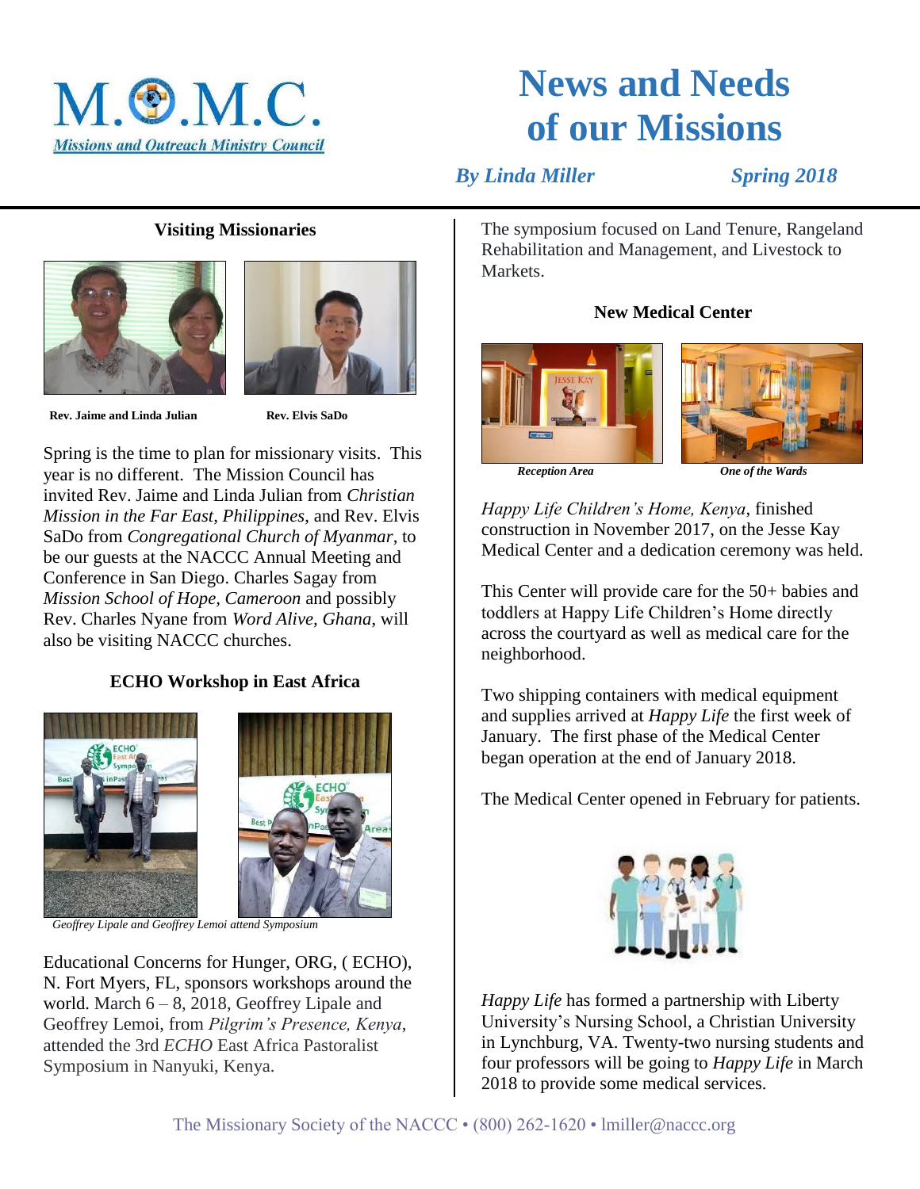M.O.M.C.
Missions and Outreach Ministry Council

# News and Needs of our Missions

*By Linda Miller* *Spring 2018*

### Visiting Missionaries

**Rev. Jaime and Linda Julian** **Rev. Elvis SaDo**

Spring is the time to plan for missionary visits. This year is no different. The Mission Council has invited Rev. Jaime and Linda Julian from *Christian Mission in the Far East, Philippines*, and Rev. Elvis SaDo from *Congregational Church of Myanmar*, to be our guests at the NACCC Annual Meeting and Conference in San Diego. Charles Sagay from *Mission School of Hope, Cameroon* and possibly Rev. Charles Nyane from *Word Alive, Ghana*, will also be visiting NACCC churches.

### ECHO Workshop in East Africa

*Geoffrey Lipale and Geoffrey Lemoi attend Symposium*

Educational Concerns for Hunger, ORG, ( ECHO), N. Fort Myers, FL, sponsors workshops around the world. March 6 – 8, 2018, Geoffrey Lipale and Geoffrey Lemoi, from *Pilgrim's Presence, Kenya*, attended the 3rd *ECHO* East Africa Pastoralist Symposium in Nanyuki, Kenya.

The symposium focused on Land Tenure, Rangeland Rehabilitation and Management, and Livestock to Markets.

### New Medical Center

*Reception Area* *One of the Wards*

*Happy Life Children's Home, Kenya*, finished construction in November 2017, on the Jesse Kay Medical Center and a dedication ceremony was held.

This Center will provide care for the 50+ babies and toddlers at Happy Life Children's Home directly across the courtyard as well as medical care for the neighborhood.

Two shipping containers with medical equipment and supplies arrived at *Happy Life* the first week of January. The first phase of the Medical Center began operation at the end of January 2018.

The Medical Center opened in February for patients.

*Happy Life* has formed a partnership with Liberty University's Nursing School, a Christian University in Lynchburg, VA. Twenty-two nursing students and four professors will be going to *Happy Life* in March 2018 to provide some medical services.

The Missionary Society of the NACCC • (800) 262-1620 • lmiller@naccc.org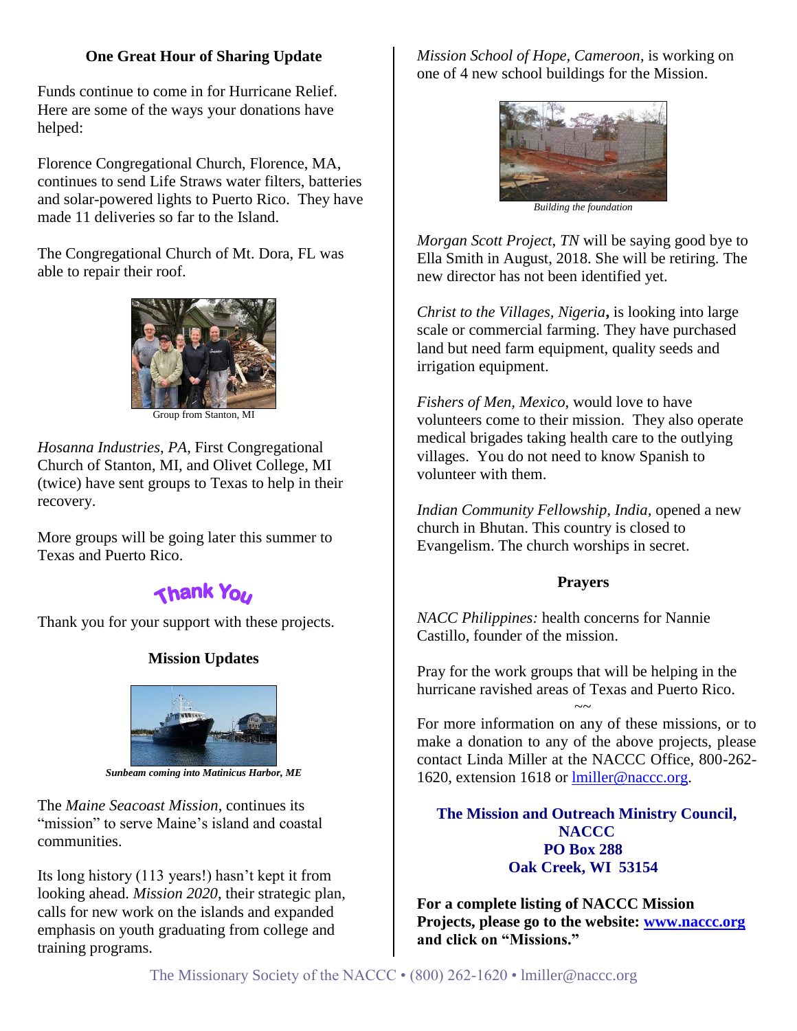### One Great Hour of Sharing Update

Funds continue to come in for Hurricane Relief. Here are some of the ways your donations have helped:

Florence Congregational Church, Florence, MA, continues to send Life Straws water filters, batteries and solar-powered lights to Puerto Rico. They have made 11 deliveries so far to the Island.

The Congregational Church of Mt. Dora, FL was able to repair their roof.

Group from Stanton, MI

*Hosanna Industries, PA*, First Congregational Church of Stanton, MI, and Olivet College, MI (twice) have sent groups to Texas to help in their recovery.

More groups will be going later this summer to Texas and Puerto Rico.

Thank You

Thank you for your support with these projects.

### Mission Updates

*Sunbeam coming into Matinicus Harbor, ME*

The *Maine Seacoast Mission*, continues its "mission" to serve Maine's island and coastal communities.

Its long history (113 years!) hasn't kept it from looking ahead. *Mission 2020*, their strategic plan, calls for new work on the islands and expanded emphasis on youth graduating from college and training programs.

*Mission School of Hope, Cameroon*, is working on one of 4 new school buildings for the Mission.

*Building the foundation*

*Morgan Scott Project, TN* will be saying good bye to Ella Smith in August, 2018. She will be retiring. The new director has not been identified yet.

*Christ to the Villages, Nigeria***,** is looking into large scale or commercial farming. They have purchased land but need farm equipment, quality seeds and irrigation equipment.

*Fishers of Men, Mexico*, would love to have volunteers come to their mission. They also operate medical brigades taking health care to the outlying villages. You do not need to know Spanish to volunteer with them.

*Indian Community Fellowship, India*, opened a new church in Bhutan. This country is closed to Evangelism. The church worships in secret.

### Prayers

*NACC Philippines:* health concerns for Nannie Castillo, founder of the mission.

Pray for the work groups that will be helping in the hurricane ravished areas of Texas and Puerto Rico.

~~

For more information on any of these missions, or to make a donation to any of the above projects, please contact Linda Miller at the NACCC Office, 800-262-1620, extension 1618 or lmiller@naccc.org.

**The Mission and Outreach Ministry Council, NACCC**
**PO Box 288**
**Oak Creek, WI 53154**

**For a complete listing of NACCC Mission Projects, please go to the website: www.naccc.org and click on "Missions."**